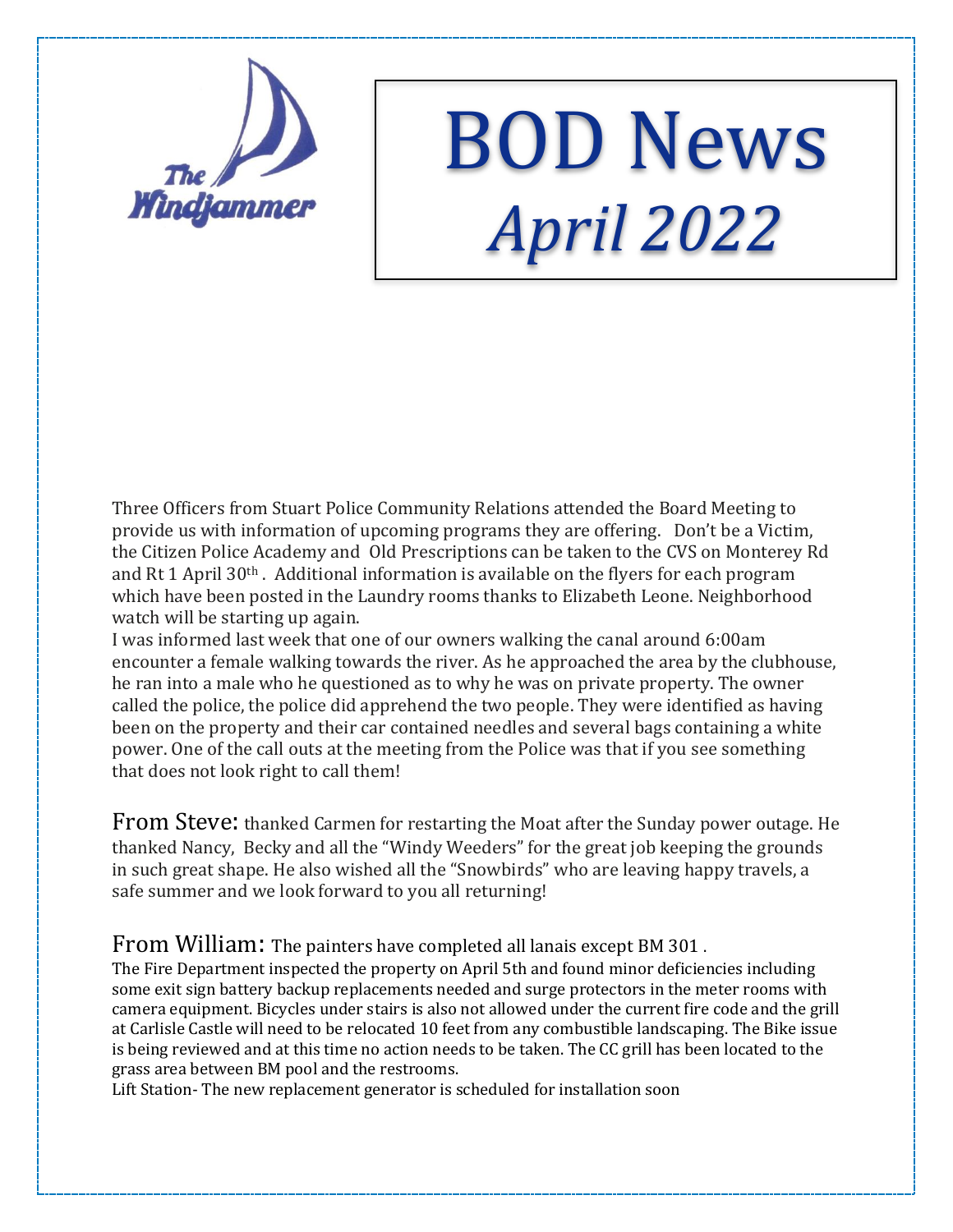The Windjammer

# BOD News
## *April 2022*

Three Officers from Stuart Police Community Relations attended the Board Meeting to provide us with information of upcoming programs they are offering. Don't be a Victim, the Citizen Police Academy and Old Prescriptions can be taken to the CVS on Monterey Rd and Rt 1 April 30th. Additional information is available on the flyers for each program which have been posted in the Laundry rooms thanks to Elizabeth Leone. Neighborhood watch will be starting up again.

I was informed last week that one of our owners walking the canal around 6:00am encounter a female walking towards the river. As he approached the area by the clubhouse, he ran into a male who he questioned as to why he was on private property. The owner called the police, the police did apprehend the two people. They were identified as having been on the property and their car contained needles and several bags containing a white power. One of the call outs at the meeting from the Police was that if you see something that does not look right to call them!

From Steve: thanked Carmen for restarting the Moat after the Sunday power outage. He thanked Nancy, Becky and all the "Windy Weeders" for the great job keeping the grounds in such great shape. He also wished all the "Snowbirds" who are leaving happy travels, a safe summer and we look forward to you all returning!

From William: The painters have completed all lanais except BM 301 .

The Fire Department inspected the property on April 5th and found minor deficiencies including some exit sign battery backup replacements needed and surge protectors in the meter rooms with camera equipment. Bicycles under stairs is also not allowed under the current fire code and the grill at Carlisle Castle will need to be relocated 10 feet from any combustible landscaping. The Bike issue is being reviewed and at this time no action needs to be taken. The CC grill has been located to the grass area between BM pool and the restrooms.

Lift Station- The new replacement generator is scheduled for installation soon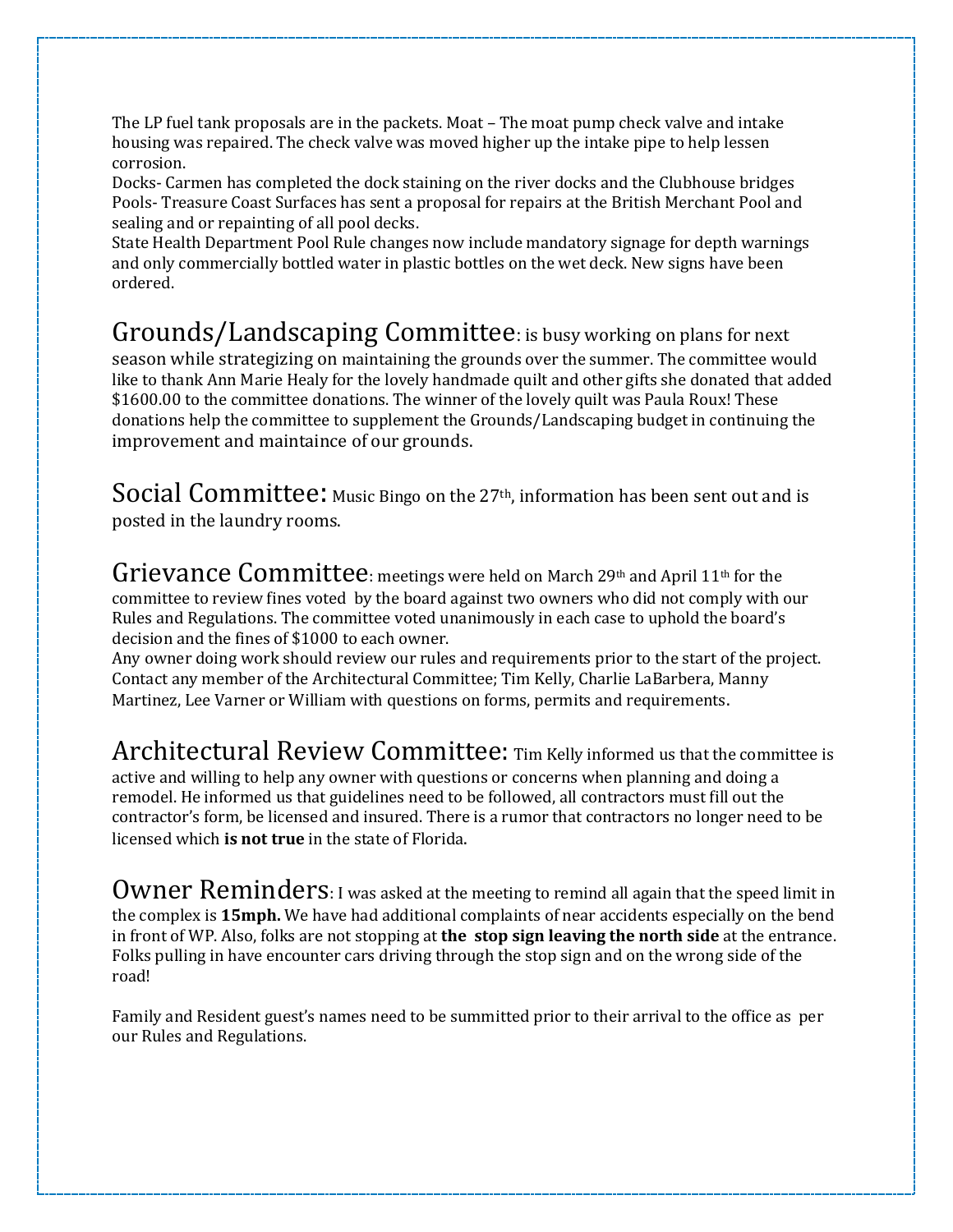The LP fuel tank proposals are in the packets. Moat – The moat pump check valve and intake housing was repaired. The check valve was moved higher up the intake pipe to help lessen corrosion.
Docks- Carmen has completed the dock staining on the river docks and the Clubhouse bridges
Pools- Treasure Coast Surfaces has sent a proposal for repairs at the British Merchant Pool and sealing and or repainting of all pool decks.
State Health Department Pool Rule changes now include mandatory signage for depth warnings and only commercially bottled water in plastic bottles on the wet deck. New signs have been ordered.

**Grounds/Landscaping Committee**: is busy working on plans for next season while strategizing on maintaining the grounds over the summer. The committee would like to thank Ann Marie Healy for the lovely handmade quilt and other gifts she donated that added $1600.00 to the committee donations. The winner of the lovely quilt was Paula Roux! These donations help the committee to supplement the Grounds/Landscaping budget in continuing the improvement and maintaince of our grounds.

**Social Committee:** Music Bingo on the 27th, information has been sent out and is posted in the laundry rooms.

**Grievance Committee**: meetings were held on March 29th and April 11th for the committee to review fines voted by the board against two owners who did not comply with our Rules and Regulations. The committee voted unanimously in each case to uphold the board's decision and the fines of $1000 to each owner.
Any owner doing work should review our rules and requirements prior to the start of the project. Contact any member of the Architectural Committee; Tim Kelly, Charlie LaBarbera, Manny Martinez, Lee Varner or William with questions on forms, permits and requirements.

**Architectural Review Committee:** Tim Kelly informed us that the committee is active and willing to help any owner with questions or concerns when planning and doing a remodel. He informed us that guidelines need to be followed, all contractors must fill out the contractor's form, be licensed and insured. There is a rumor that contractors no longer need to be licensed which **is not true** in the state of Florida.

**Owner Reminders**: I was asked at the meeting to remind all again that the speed limit in the complex is **15mph.** We have had additional complaints of near accidents especially on the bend in front of WP. Also, folks are not stopping at **the stop sign leaving the north side** at the entrance. Folks pulling in have encounter cars driving through the stop sign and on the wrong side of the road!

Family and Resident guest's names need to be summitted prior to their arrival to the office as per our Rules and Regulations.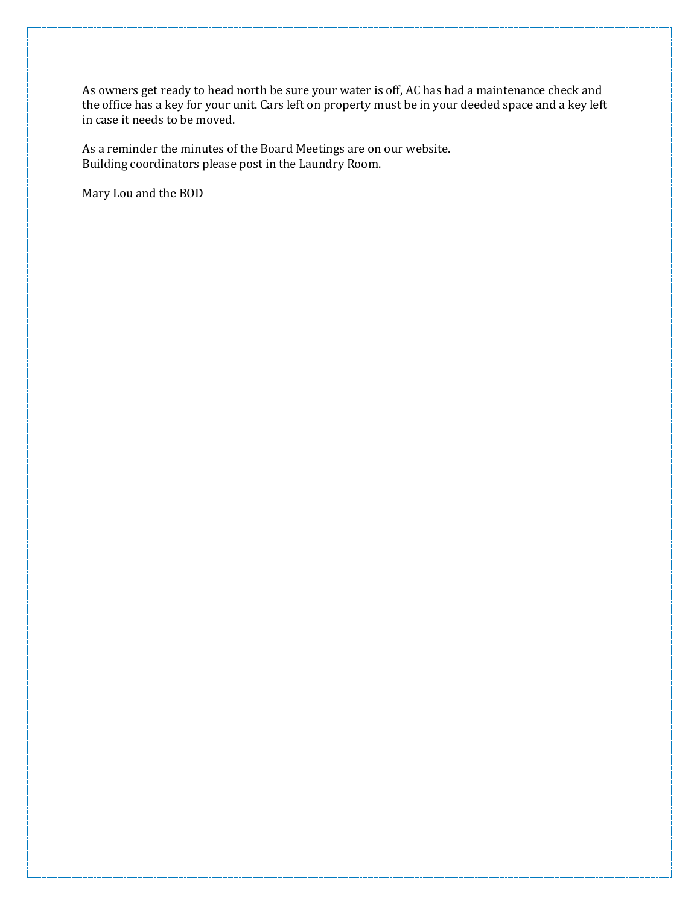As owners get ready to head north be sure your water is off, AC has had a maintenance check and the office has a key for your unit. Cars left on property must be in your deeded space and a key left in case it needs to be moved.

As a reminder the minutes of the Board Meetings are on our website.
Building coordinators please post in the Laundry Room.

Mary Lou and the BOD